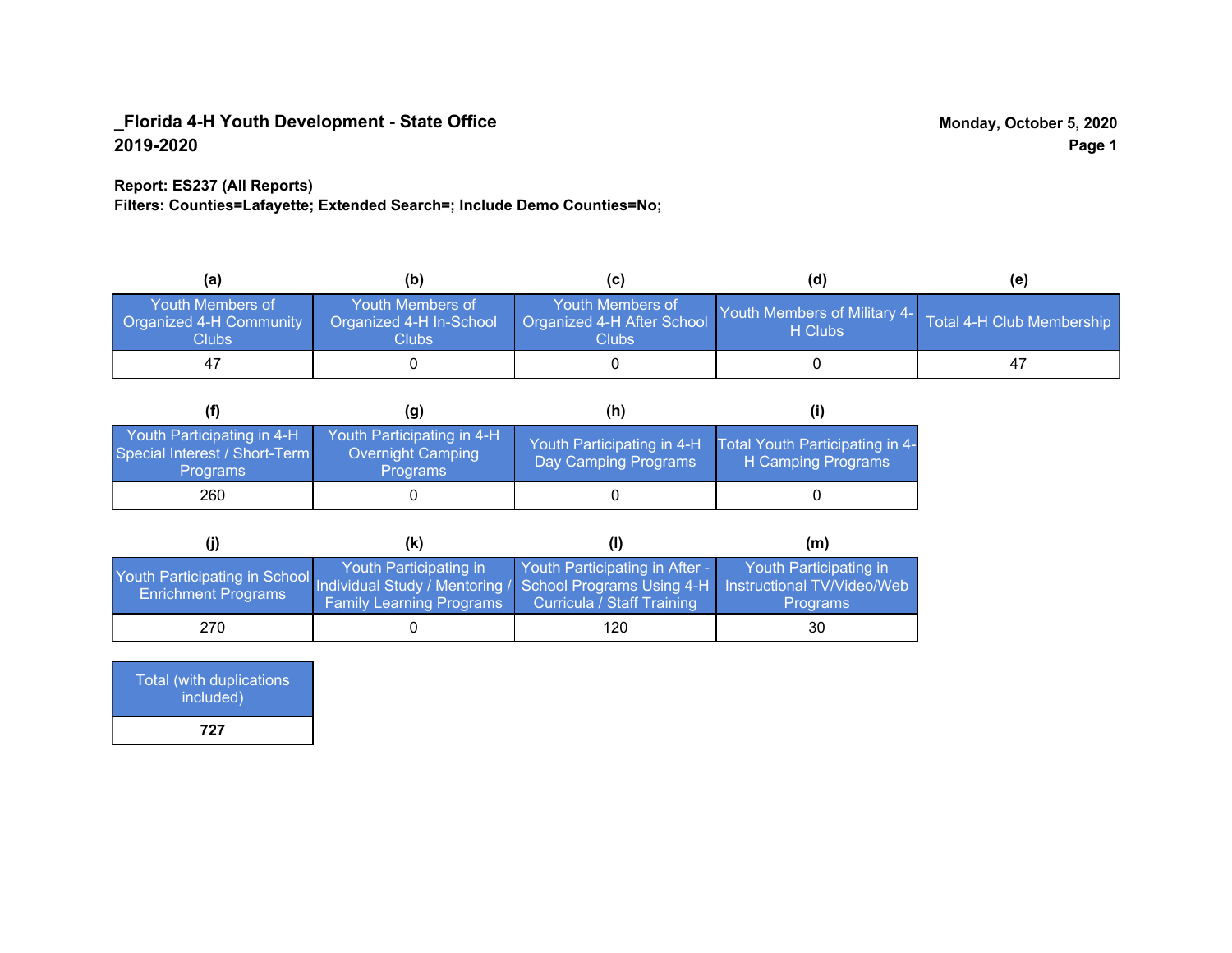**_Florida 4-H Youth Development - State Office**
**2019-2020**

**Monday, October 5, 2020**

**Report: ES237 (All Reports)**
**Filters: Counties=Lafayette; Extended Search=; Include Demo Counties=No;**

| (a) Youth Members of Organized 4-H Community Clubs | (b) Youth Members of Organized 4-H In-School Clubs | (c) Youth Members of Organized 4-H After School Clubs | (d) Youth Members of Military 4-H Clubs | (e) Total 4-H Club Membership |
|---|---|---|---|---|
| 47 | 0 | 0 | 0 | 47 |

| (f) Youth Participating in 4-H Special Interest / Short-Term Programs | (g) Youth Participating in 4-H Overnight Camping Programs | (h) Youth Participating in 4-H Day Camping Programs | (i) Total Youth Participating in 4-H Camping Programs |
|---|---|---|---|
| 260 | 0 | 0 | 0 |

| (j) Youth Participating in School Enrichment Programs | (k) Youth Participating in Individual Study / Mentoring / Family Learning Programs | (l) Youth Participating in After - School Programs Using 4-H Curricula / Staff Training | (m) Youth Participating in Instructional TV/Video/Web Programs |
|---|---|---|---|
| 270 | 0 | 120 | 30 |

| Total (with duplications included) |
|---|
| **727** |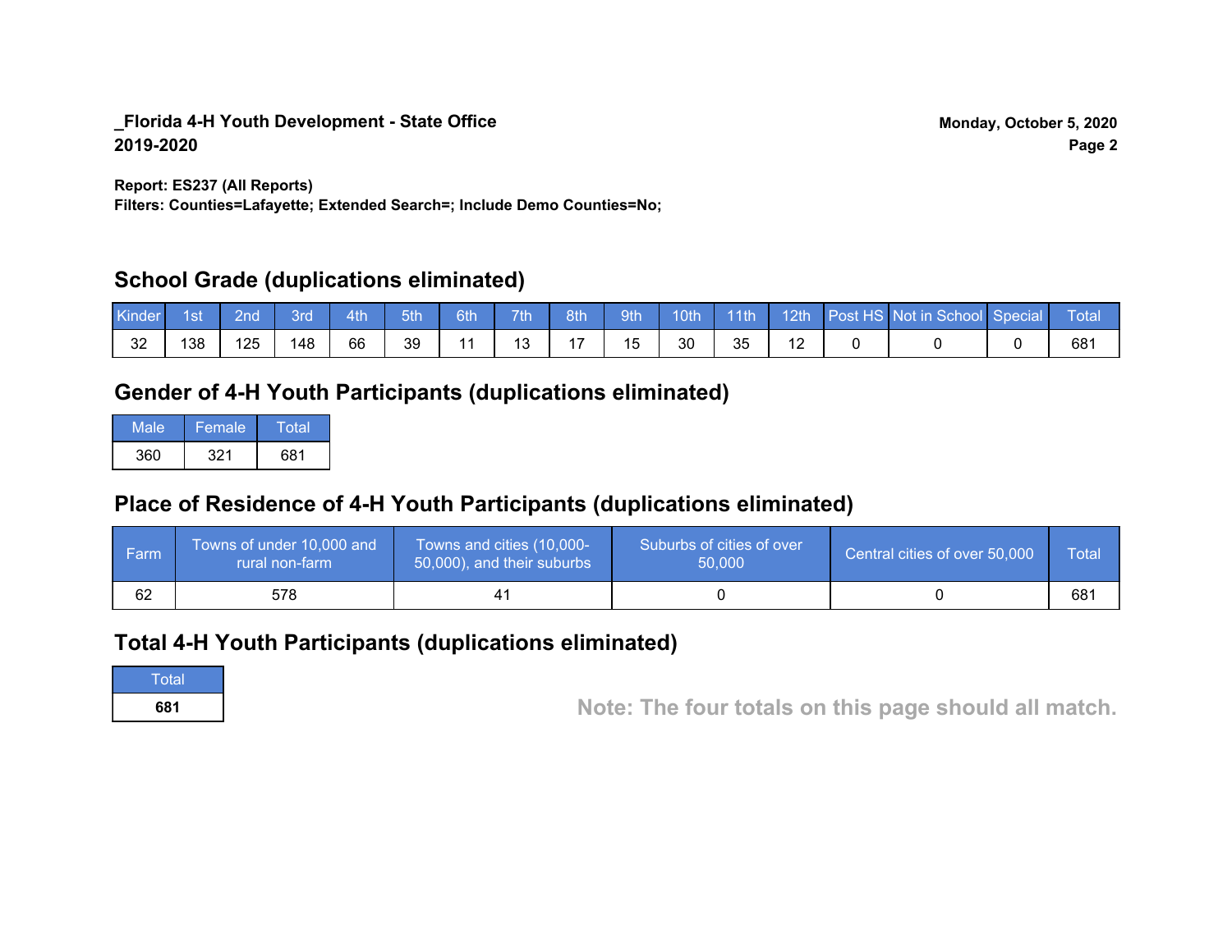**_Florida 4-H Youth Development - State Office**
**2019-2020**

**Monday, October 5, 2020**

**Report: ES237 (All Reports)**
**Filters: Counties=Lafayette; Extended Search=; Include Demo Counties=No;**

## School Grade (duplications eliminated)

| Kinder | 1st | 2nd | 3rd | 4th | 5th | 6th | 7th | 8th | 9th | 10th | 11th | 12th | Post HS | Not in School | Special | Total |
|---|---|---|---|---|---|---|---|---|---|---|---|---|---|---|---|---|
| 32 | 138 | 125 | 148 | 66 | 39 | 11 | 13 | 17 | 15 | 30 | 35 | 12 | 0 | 0 | 0 | 681 |

## Gender of 4-H Youth Participants (duplications eliminated)

| Male | Female | Total |
|---|---|---|
| 360 | 321 | 681 |

## Place of Residence of 4-H Youth Participants (duplications eliminated)

| Farm | Towns of under 10,000 and rural non-farm | Towns and cities (10,000-50,000), and their suburbs | Suburbs of cities of over 50,000 | Central cities of over 50,000 | Total |
|---|---|---|---|---|---|
| 62 | 578 | 41 | 0 | 0 | 681 |

## Total 4-H Youth Participants (duplications eliminated)

| Total |
|---|
| **681** |

**Note: The four totals on this page should all match.**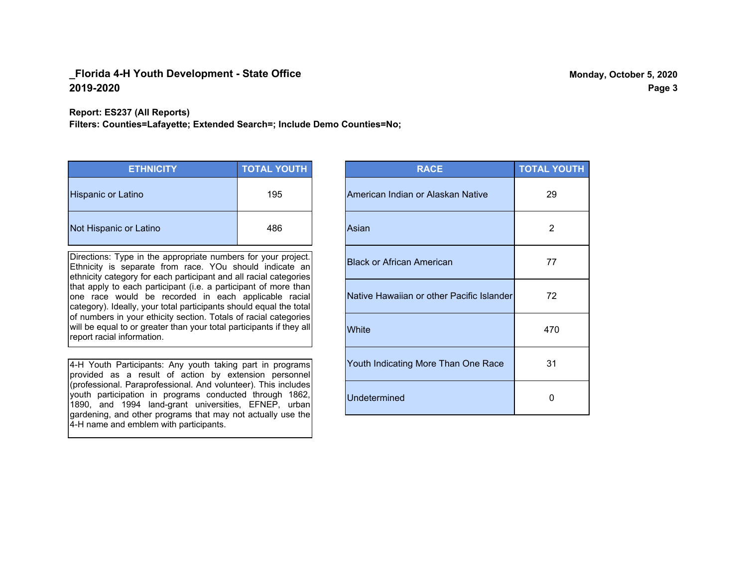## _Florida 4-H Youth Development - State Office
## 2019-2020

Monday, October 5, 2020

**Report: ES237 (All Reports)**
**Filters: Counties=Lafayette; Extended Search=; Include Demo Counties=No;**

| ETHNICITY | TOTAL YOUTH |
|---|---|
| Hispanic or Latino | 195 |
| Not Hispanic or Latino | 486 |

Directions: Type in the appropriate numbers for your project. Ethnicity is separate from race. YOu should indicate an ethnicity category for each participant and all racial categories that apply to each participant (i.e. a participant of more than one race would be recorded in each applicable racial category). Ideally, your total participants should equal the total of numbers in your ethicity section. Totals of racial categories will be equal to or greater than your total participants if they all report racial information.

4-H Youth Participants: Any youth taking part in programs provided as a result of action by extension personnel (professional. Paraprofessional. And volunteer). This includes youth participation in programs conducted through 1862, 1890, and 1994 land-grant universities, EFNEP, urban gardening, and other programs that may not actually use the 4-H name and emblem with participants.

| RACE | TOTAL YOUTH |
|---|---|
| American Indian or Alaskan Native | 29 |
| Asian | 2 |
| Black or African American | 77 |
| Native Hawaiian or other Pacific Islander | 72 |
| White | 470 |
| Youth Indicating More Than One Race | 31 |
| Undetermined | 0 |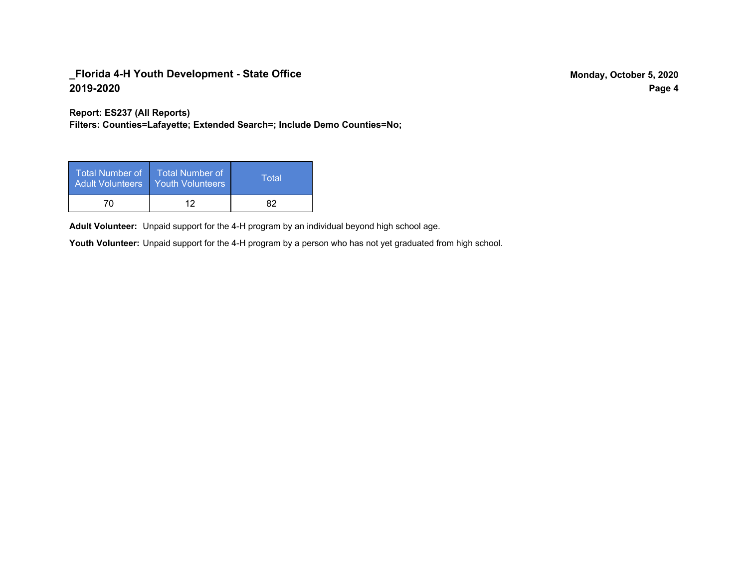## _Florida 4-H Youth Development - State Office
## 2019-2020

Monday, October 5, 2020

**Report: ES237 (All Reports)**
**Filters: Counties=Lafayette; Extended Search=; Include Demo Counties=No;**

| Total Number of Adult Volunteers | Total Number of Youth Volunteers | Total |
|---|---|---|
| 70 | 12 | 82 |

**Adult Volunteer:** Unpaid support for the 4-H program by an individual beyond high school age.

**Youth Volunteer:** Unpaid support for the 4-H program by a person who has not yet graduated from high school.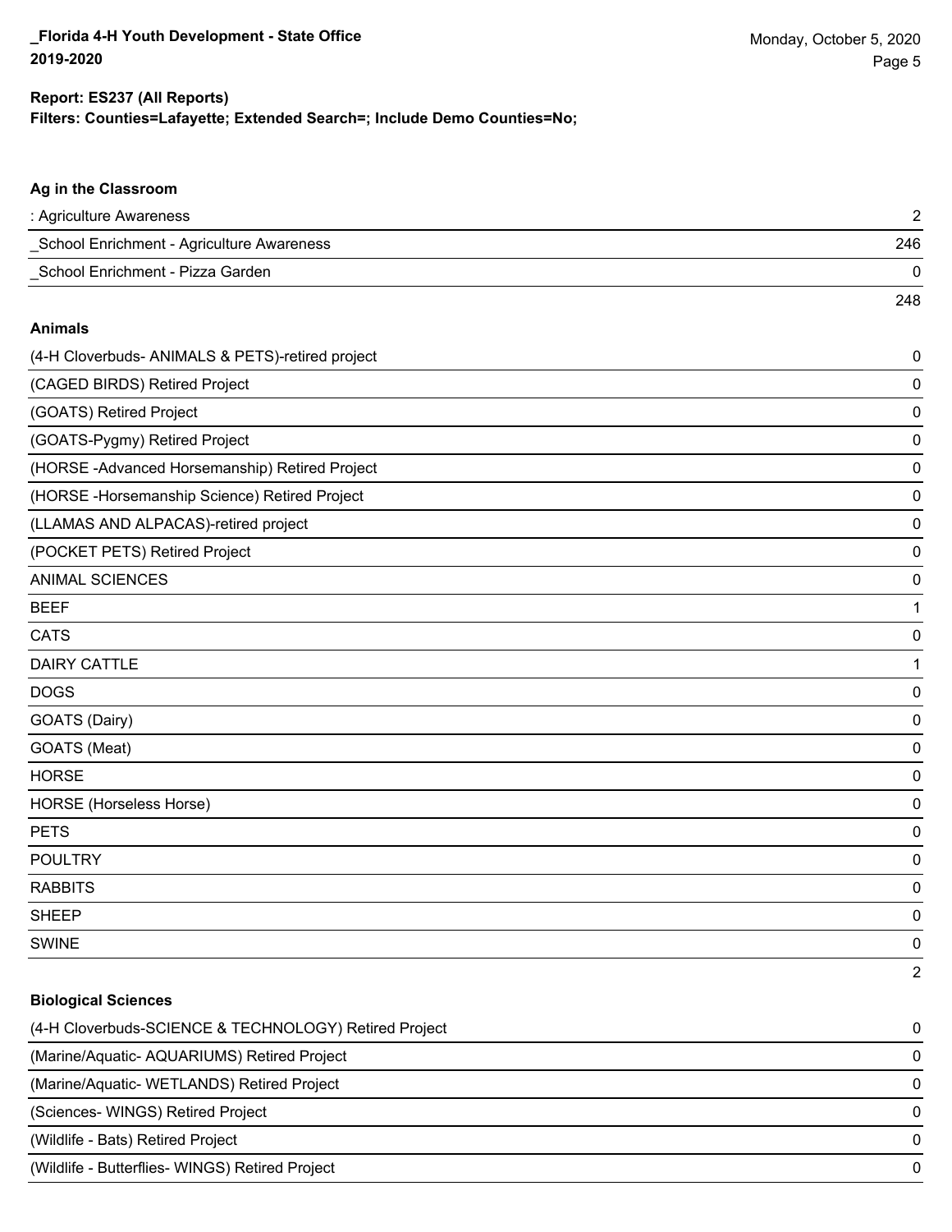**Report: ES237 (All Reports)**
**Filters: Counties=Lafayette; Extended Search=; Include Demo Counties=No;**

### Ag in the Classroom

| | |
|---|---|
| : Agriculture Awareness | 2 |
| _School Enrichment - Agriculture Awareness | 246 |
| _School Enrichment - Pizza Garden | 0 |
| | 248 |

### Animals

| | |
|---|---|
| (4-H Cloverbuds- ANIMALS & PETS)-retired project | 0 |
| (CAGED BIRDS) Retired Project | 0 |
| (GOATS) Retired Project | 0 |
| (GOATS-Pygmy) Retired Project | 0 |
| (HORSE -Advanced Horsemanship) Retired Project | 0 |
| (HORSE -Horsemanship Science) Retired Project | 0 |
| (LLAMAS AND ALPACAS)-retired project | 0 |
| (POCKET PETS) Retired Project | 0 |
| ANIMAL SCIENCES | 0 |
| BEEF | 1 |
| CATS | 0 |
| DAIRY CATTLE | 1 |
| DOGS | 0 |
| GOATS (Dairy) | 0 |
| GOATS (Meat) | 0 |
| HORSE | 0 |
| HORSE (Horseless Horse) | 0 |
| PETS | 0 |
| POULTRY | 0 |
| RABBITS | 0 |
| SHEEP | 0 |
| SWINE | 0 |
| | 2 |

### Biological Sciences

| | |
|---|---|
| (4-H Cloverbuds-SCIENCE & TECHNOLOGY) Retired Project | 0 |
| (Marine/Aquatic- AQUARIUMS) Retired Project | 0 |
| (Marine/Aquatic- WETLANDS) Retired Project | 0 |
| (Sciences- WINGS) Retired Project | 0 |
| (Wildlife - Bats) Retired Project | 0 |
| (Wildlife - Butterflies- WINGS) Retired Project | 0 |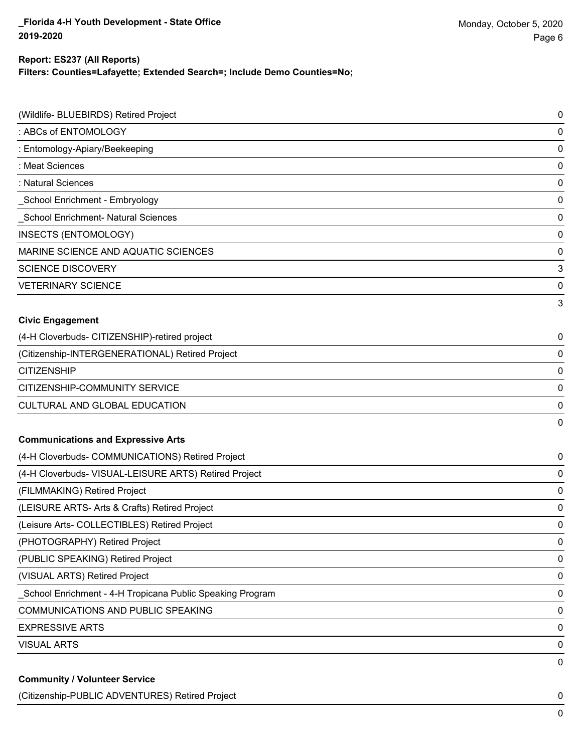**Report: ES237 (All Reports)**
**Filters: Counties=Lafayette; Extended Search=; Include Demo Counties=No;**

| | |
|---|---|
| (Wildlife- BLUEBIRDS) Retired Project | 0 |
| : ABCs of ENTOMOLOGY | 0 |
| : Entomology-Apiary/Beekeeping | 0 |
| : Meat Sciences | 0 |
| : Natural Sciences | 0 |
| _School Enrichment - Embryology | 0 |
| _School Enrichment- Natural Sciences | 0 |
| INSECTS (ENTOMOLOGY) | 0 |
| MARINE SCIENCE AND AQUATIC SCIENCES | 0 |
| SCIENCE DISCOVERY | 3 |
| VETERINARY SCIENCE | 0 |
| | 3 |

**Civic Engagement**

| | |
|---|---|
| (4-H Cloverbuds- CITIZENSHIP)-retired project | 0 |
| (Citizenship-INTERGENERATIONAL) Retired Project | 0 |
| CITIZENSHIP | 0 |
| CITIZENSHIP-COMMUNITY SERVICE | 0 |
| CULTURAL AND GLOBAL EDUCATION | 0 |
| | 0 |

**Communications and Expressive Arts**

| | |
|---|---|
| (4-H Cloverbuds- COMMUNICATIONS) Retired Project | 0 |
| (4-H Cloverbuds- VISUAL-LEISURE ARTS) Retired Project | 0 |
| (FILMMAKING) Retired Project | 0 |
| (LEISURE ARTS- Arts & Crafts) Retired Project | 0 |
| (Leisure Arts- COLLECTIBLES) Retired Project | 0 |
| (PHOTOGRAPHY) Retired Project | 0 |
| (PUBLIC SPEAKING) Retired Project | 0 |
| (VISUAL ARTS) Retired Project | 0 |
| _School Enrichment - 4-H Tropicana Public Speaking Program | 0 |
| COMMUNICATIONS AND PUBLIC SPEAKING | 0 |
| EXPRESSIVE ARTS | 0 |
| VISUAL ARTS | 0 |
| | 0 |

**Community / Volunteer Service**

| | |
|---|---|
| (Citizenship-PUBLIC ADVENTURES) Retired Project | 0 |
| | 0 |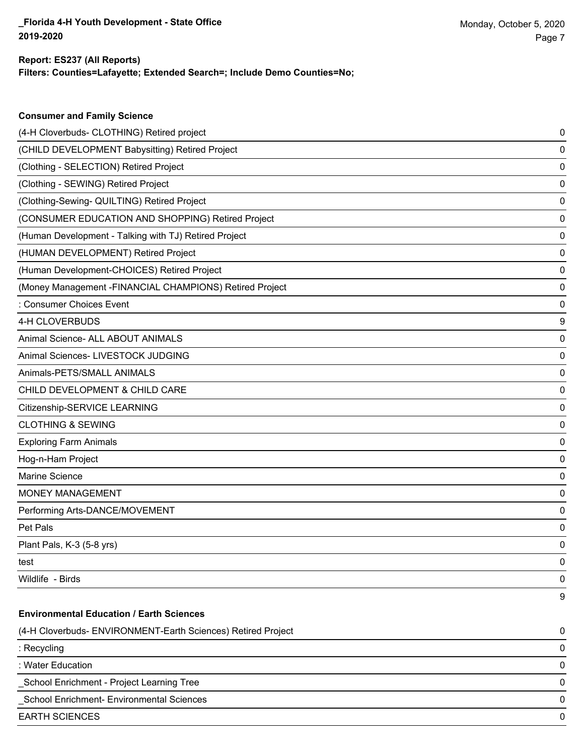**Report: ES237 (All Reports)**
**Filters: Counties=Lafayette; Extended Search=; Include Demo Counties=No;**

### Consumer and Family Science

| Project | Count |
|---|---|
| (4-H Cloverbuds- CLOTHING) Retired project | 0 |
| (CHILD DEVELOPMENT Babysitting) Retired Project | 0 |
| (Clothing - SELECTION) Retired Project | 0 |
| (Clothing - SEWING) Retired Project | 0 |
| (Clothing-Sewing- QUILTING) Retired Project | 0 |
| (CONSUMER EDUCATION AND SHOPPING) Retired Project | 0 |
| (Human Development - Talking with TJ) Retired Project | 0 |
| (HUMAN DEVELOPMENT) Retired Project | 0 |
| (Human Development-CHOICES) Retired Project | 0 |
| (Money Management -FINANCIAL CHAMPIONS) Retired Project | 0 |
| : Consumer Choices Event | 0 |
| 4-H CLOVERBUDS | 9 |
| Animal Science- ALL ABOUT ANIMALS | 0 |
| Animal Sciences- LIVESTOCK JUDGING | 0 |
| Animals-PETS/SMALL ANIMALS | 0 |
| CHILD DEVELOPMENT & CHILD CARE | 0 |
| Citizenship-SERVICE LEARNING | 0 |
| CLOTHING & SEWING | 0 |
| Exploring Farm Animals | 0 |
| Hog-n-Ham Project | 0 |
| Marine Science | 0 |
| MONEY MANAGEMENT | 0 |
| Performing Arts-DANCE/MOVEMENT | 0 |
| Pet Pals | 0 |
| Plant Pals, K-3 (5-8 yrs) | 0 |
| test | 0 |
| Wildlife - Birds | 0 |
| | 9 |

### Environmental Education / Earth Sciences

| Project | Count |
|---|---|
| (4-H Cloverbuds- ENVIRONMENT-Earth Sciences) Retired Project | 0 |
| : Recycling | 0 |
| : Water Education | 0 |
| _School Enrichment - Project Learning Tree | 0 |
| _School Enrichment- Environmental Sciences | 0 |
| EARTH SCIENCES | 0 |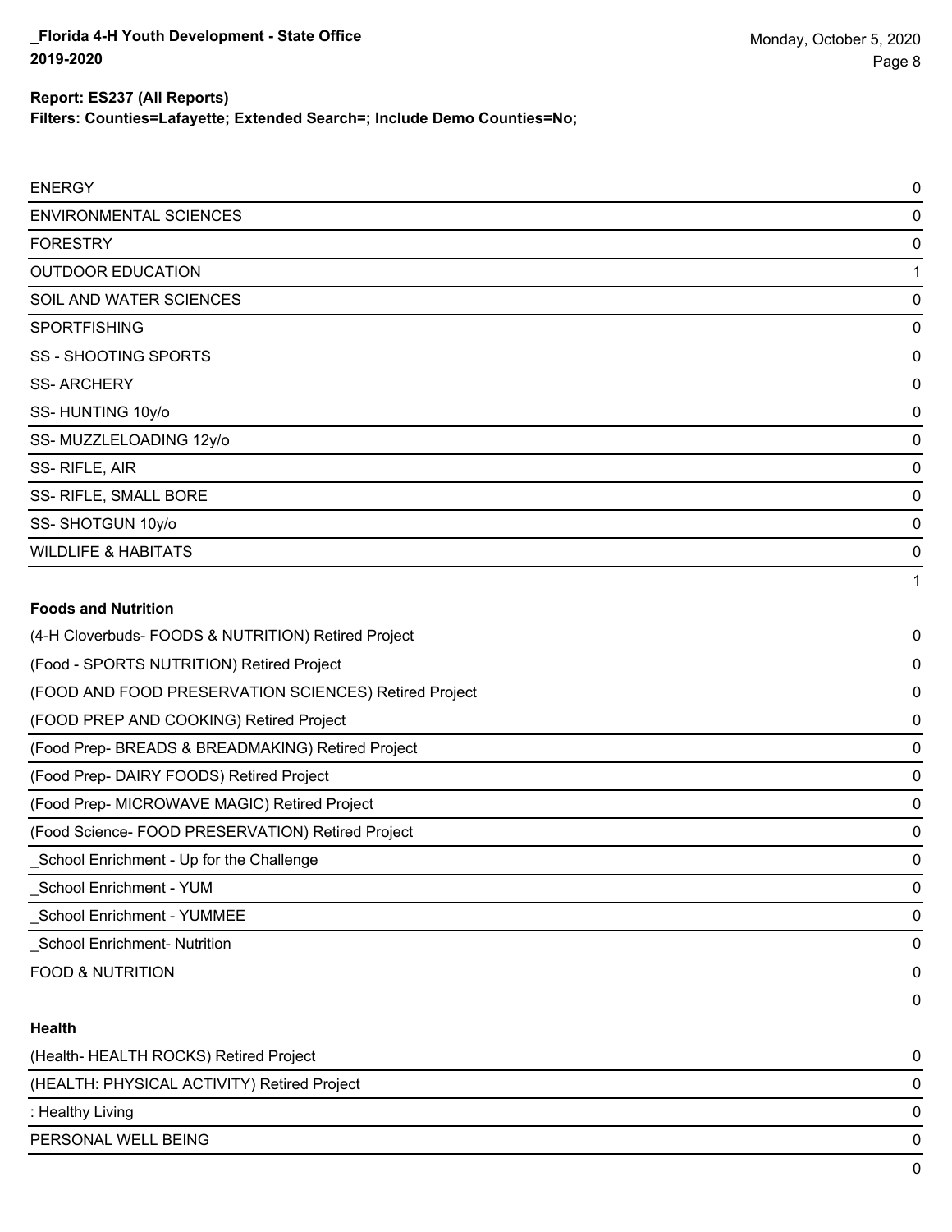**Report: ES237 (All Reports)**

**Filters: Counties=Lafayette; Extended Search=; Include Demo Counties=No;**

| | |
|---|---|
| ENERGY | 0 |
| ENVIRONMENTAL SCIENCES | 0 |
| FORESTRY | 0 |
| OUTDOOR EDUCATION | 1 |
| SOIL AND WATER SCIENCES | 0 |
| SPORTFISHING | 0 |
| SS - SHOOTING SPORTS | 0 |
| SS- ARCHERY | 0 |
| SS- HUNTING 10y/o | 0 |
| SS- MUZZLELOADING 12y/o | 0 |
| SS- RIFLE, AIR | 0 |
| SS- RIFLE, SMALL BORE | 0 |
| SS- SHOTGUN 10y/o | 0 |
| WILDLIFE & HABITATS | 0 |
| | 1 |

**Foods and Nutrition**

| | |
|---|---|
| (4-H Cloverbuds- FOODS & NUTRITION) Retired Project | 0 |
| (Food - SPORTS NUTRITION) Retired Project | 0 |
| (FOOD AND FOOD PRESERVATION SCIENCES) Retired Project | 0 |
| (FOOD PREP AND COOKING) Retired Project | 0 |
| (Food Prep- BREADS & BREADMAKING) Retired Project | 0 |
| (Food Prep- DAIRY FOODS) Retired Project | 0 |
| (Food Prep- MICROWAVE MAGIC) Retired Project | 0 |
| (Food Science- FOOD PRESERVATION) Retired Project | 0 |
| _School Enrichment - Up for the Challenge | 0 |
| _School Enrichment - YUM | 0 |
| _School Enrichment - YUMMEE | 0 |
| _School Enrichment- Nutrition | 0 |
| FOOD & NUTRITION | 0 |
| | 0 |

**Health**

| | |
|---|---|
| (Health- HEALTH ROCKS) Retired Project | 0 |
| (HEALTH: PHYSICAL ACTIVITY) Retired Project | 0 |
| : Healthy Living | 0 |
| PERSONAL WELL BEING | 0 |
| | 0 |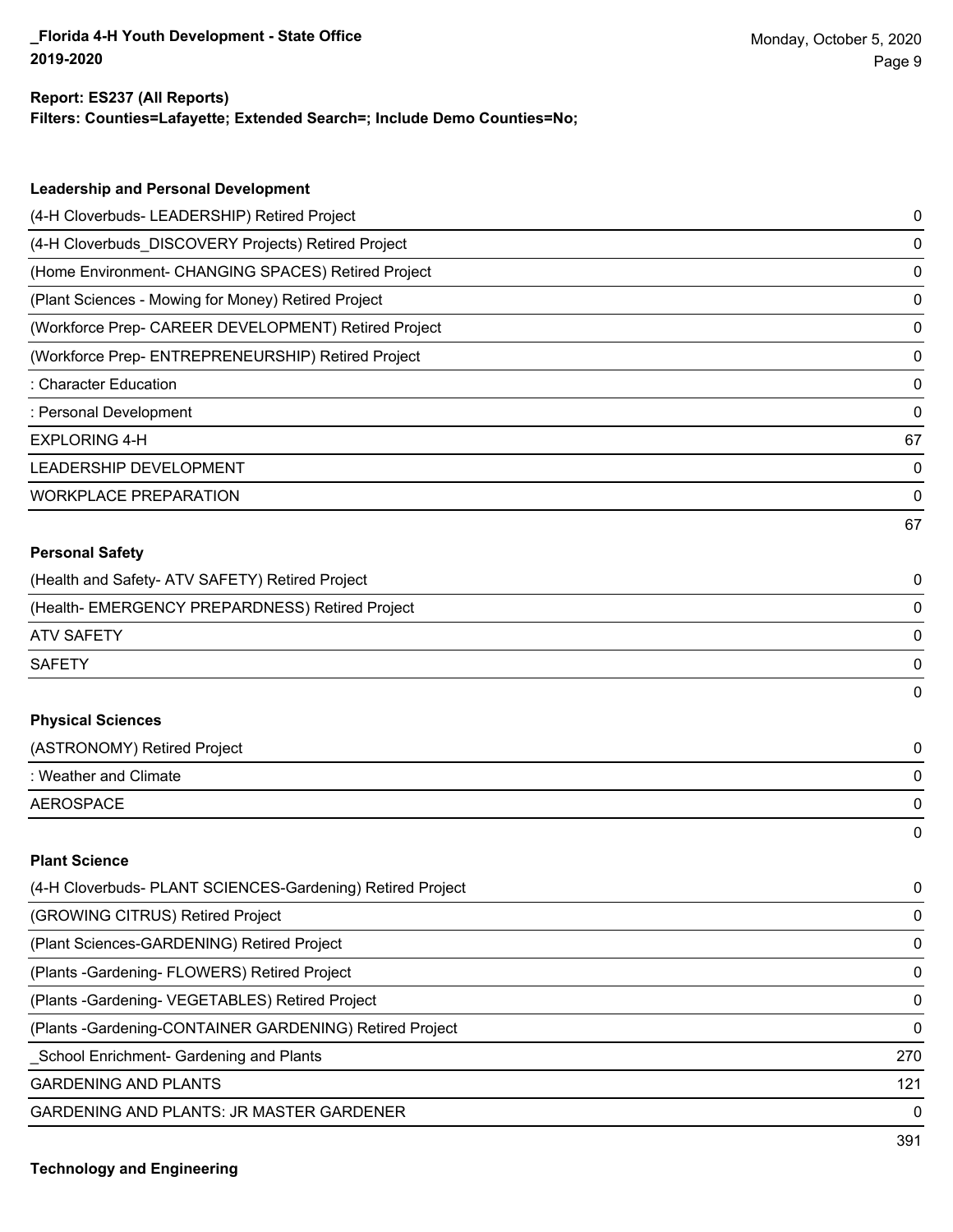**Report: ES237 (All Reports)**
**Filters: Counties=Lafayette; Extended Search=; Include Demo Counties=No;**

### Leadership and Personal Development

| | |
|---|---|
| (4-H Cloverbuds- LEADERSHIP) Retired Project | 0 |
| (4-H Cloverbuds_DISCOVERY Projects) Retired Project | 0 |
| (Home Environment- CHANGING SPACES) Retired Project | 0 |
| (Plant Sciences - Mowing for Money) Retired Project | 0 |
| (Workforce Prep- CAREER DEVELOPMENT) Retired Project | 0 |
| (Workforce Prep- ENTREPRENEURSHIP) Retired Project | 0 |
| : Character Education | 0 |
| : Personal Development | 0 |
| EXPLORING 4-H | 67 |
| LEADERSHIP DEVELOPMENT | 0 |
| WORKPLACE PREPARATION | 0 |
| | 67 |

### Personal Safety

| | |
|---|---|
| (Health and Safety- ATV SAFETY) Retired Project | 0 |
| (Health- EMERGENCY PREPARDNESS) Retired Project | 0 |
| ATV SAFETY | 0 |
| SAFETY | 0 |
| | 0 |

### Physical Sciences

| | |
|---|---|
| (ASTRONOMY) Retired Project | 0 |
| : Weather and Climate | 0 |
| AEROSPACE | 0 |
| | 0 |

### Plant Science

| | |
|---|---|
| (4-H Cloverbuds- PLANT SCIENCES-Gardening) Retired Project | 0 |
| (GROWING CITRUS) Retired Project | 0 |
| (Plant Sciences-GARDENING) Retired Project | 0 |
| (Plants -Gardening- FLOWERS) Retired Project | 0 |
| (Plants -Gardening- VEGETABLES) Retired Project | 0 |
| (Plants -Gardening-CONTAINER GARDENING) Retired Project | 0 |
| _School Enrichment- Gardening and Plants | 270 |
| GARDENING AND PLANTS | 121 |
| GARDENING AND PLANTS: JR MASTER GARDENER | 0 |
| | 391 |

### Technology and Engineering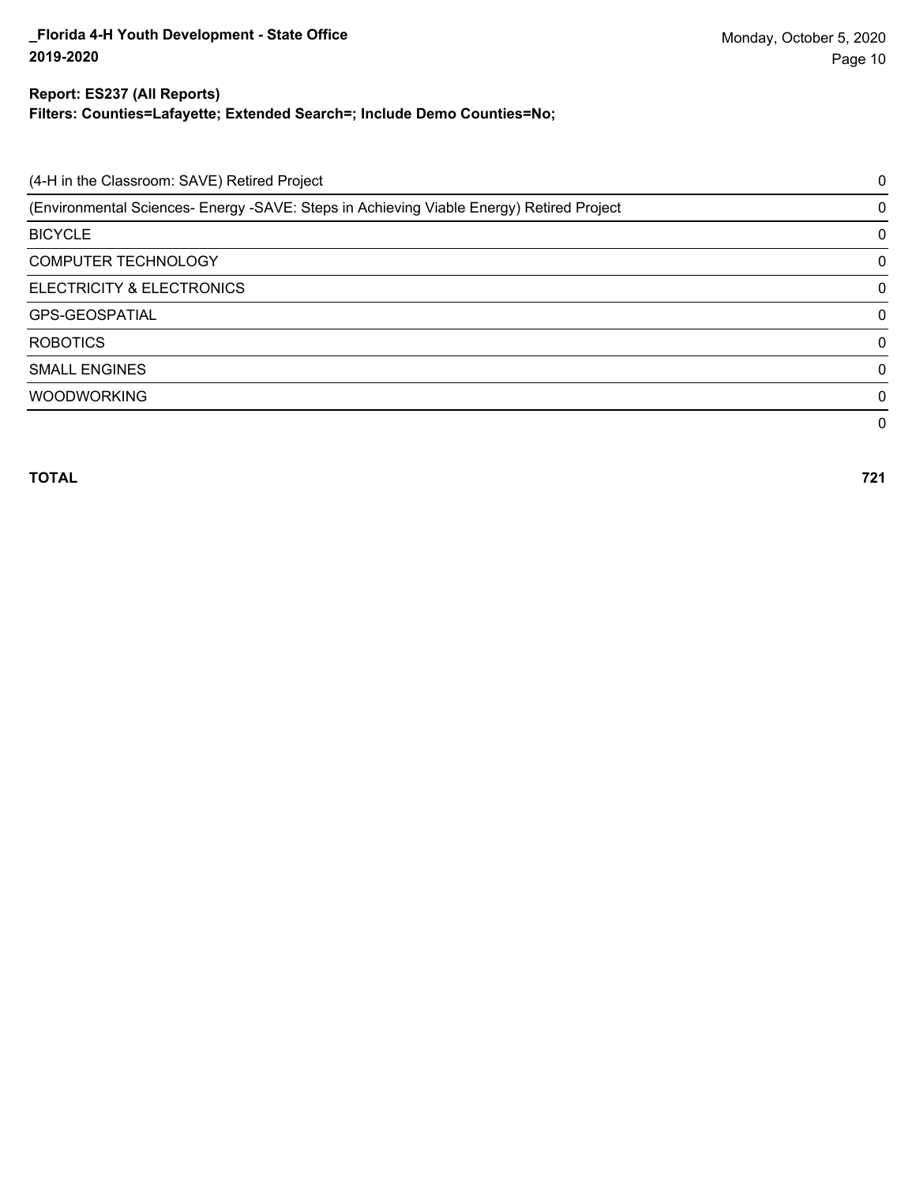**Report: ES237 (All Reports)**
**Filters: Counties=Lafayette; Extended Search=; Include Demo Counties=No;**

| | |
|---|---|
| (4-H in the Classroom: SAVE) Retired Project | 0 |
| (Environmental Sciences- Energy -SAVE: Steps in Achieving Viable Energy) Retired Project | 0 |
| BICYCLE | 0 |
| COMPUTER TECHNOLOGY | 0 |
| ELECTRICITY & ELECTRONICS | 0 |
| GPS-GEOSPATIAL | 0 |
| ROBOTICS | 0 |
| SMALL ENGINES | 0 |
| WOODWORKING | 0 |
| | 0 |

| | |
|---|---|
| **TOTAL** | **721** |